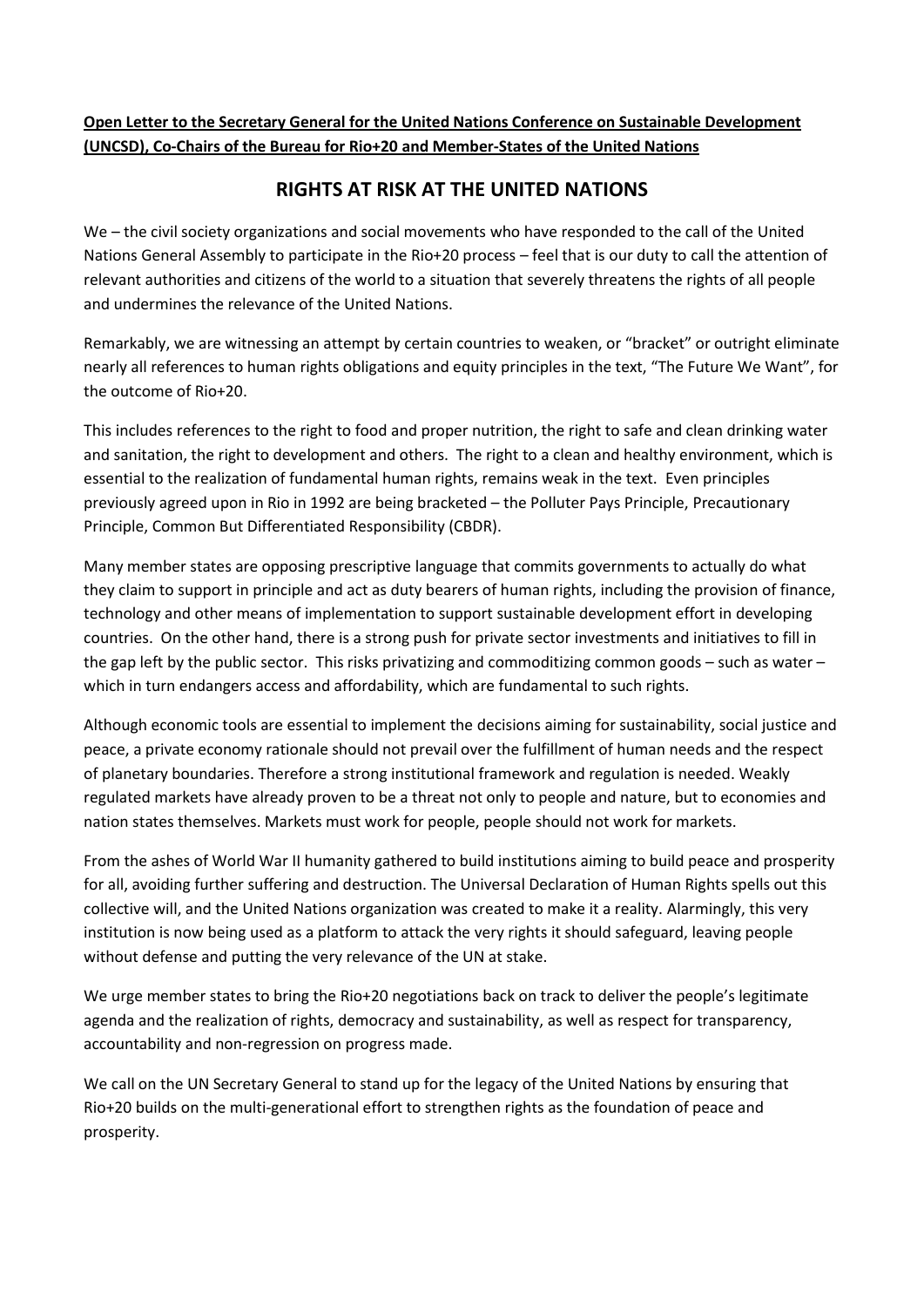**Open Letter to the Secretary General for the United Nations Conference on Sustainable Development (UNCSD), Co-Chairs of the Bureau for Rio+20 and Member-States of the United Nations**

# RIGHTS AT RISK AT THE UNITED NATIONS

We – the civil society organizations and social movements who have responded to the call of the United Nations General Assembly to participate in the Rio+20 process – feel that is our duty to call the attention of relevant authorities and citizens of the world to a situation that severely threatens the rights of all people and undermines the relevance of the United Nations.

Remarkably, we are witnessing an attempt by certain countries to weaken, or "bracket" or outright eliminate nearly all references to human rights obligations and equity principles in the text, "The Future We Want", for the outcome of Rio+20.

This includes references to the right to food and proper nutrition, the right to safe and clean drinking water and sanitation, the right to development and others. The right to a clean and healthy environment, which is essential to the realization of fundamental human rights, remains weak in the text. Even principles previously agreed upon in Rio in 1992 are being bracketed – the Polluter Pays Principle, Precautionary Principle, Common But Differentiated Responsibility (CBDR).

Many member states are opposing prescriptive language that commits governments to actually do what they claim to support in principle and act as duty bearers of human rights, including the provision of finance, technology and other means of implementation to support sustainable development effort in developing countries. On the other hand, there is a strong push for private sector investments and initiatives to fill in the gap left by the public sector. This risks privatizing and commoditizing common goods – such as water – which in turn endangers access and affordability, which are fundamental to such rights.

Although economic tools are essential to implement the decisions aiming for sustainability, social justice and peace, a private economy rationale should not prevail over the fulfillment of human needs and the respect of planetary boundaries. Therefore a strong institutional framework and regulation is needed. Weakly regulated markets have already proven to be a threat not only to people and nature, but to economies and nation states themselves. Markets must work for people, people should not work for markets.

From the ashes of World War II humanity gathered to build institutions aiming to build peace and prosperity for all, avoiding further suffering and destruction. The Universal Declaration of Human Rights spells out this collective will, and the United Nations organization was created to make it a reality. Alarmingly, this very institution is now being used as a platform to attack the very rights it should safeguard, leaving people without defense and putting the very relevance of the UN at stake.

We urge member states to bring the Rio+20 negotiations back on track to deliver the people's legitimate agenda and the realization of rights, democracy and sustainability, as well as respect for transparency, accountability and non-regression on progress made.

We call on the UN Secretary General to stand up for the legacy of the United Nations by ensuring that Rio+20 builds on the multi-generational effort to strengthen rights as the foundation of peace and prosperity.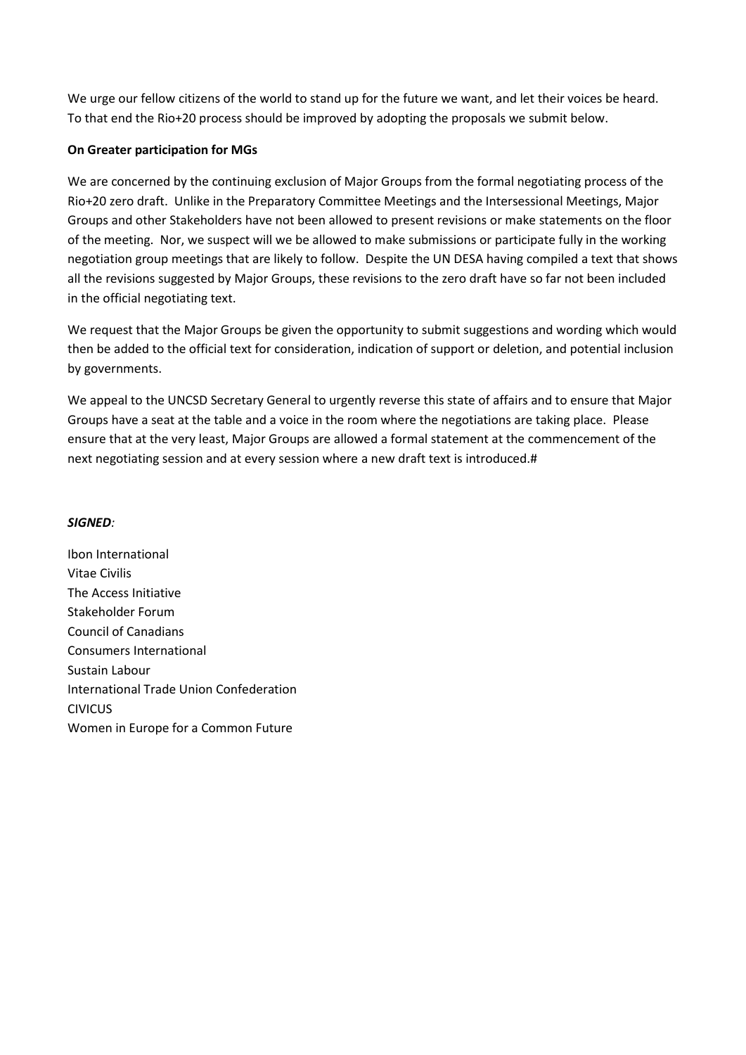We urge our fellow citizens of the world to stand up for the future we want, and let their voices be heard. To that end the Rio+20 process should be improved by adopting the proposals we submit below.

**On Greater participation for MGs**

We are concerned by the continuing exclusion of Major Groups from the formal negotiating process of the Rio+20 zero draft. Unlike in the Preparatory Committee Meetings and the Intersessional Meetings, Major Groups and other Stakeholders have not been allowed to present revisions or make statements on the floor of the meeting. Nor, we suspect will we be allowed to make submissions or participate fully in the working negotiation group meetings that are likely to follow. Despite the UN DESA having compiled a text that shows all the revisions suggested by Major Groups, these revisions to the zero draft have so far not been included in the official negotiating text.

We request that the Major Groups be given the opportunity to submit suggestions and wording which would then be added to the official text for consideration, indication of support or deletion, and potential inclusion by governments.

We appeal to the UNCSD Secretary General to urgently reverse this state of affairs and to ensure that Major Groups have a seat at the table and a voice in the room where the negotiations are taking place. Please ensure that at the very least, Major Groups are allowed a formal statement at the commencement of the next negotiating session and at every session where a new draft text is introduced.#

***SIGNED**:*

Ibon International
Vitae Civilis
The Access Initiative
Stakeholder Forum
Council of Canadians
Consumers International
Sustain Labour
International Trade Union Confederation
CIVICUS
Women in Europe for a Common Future